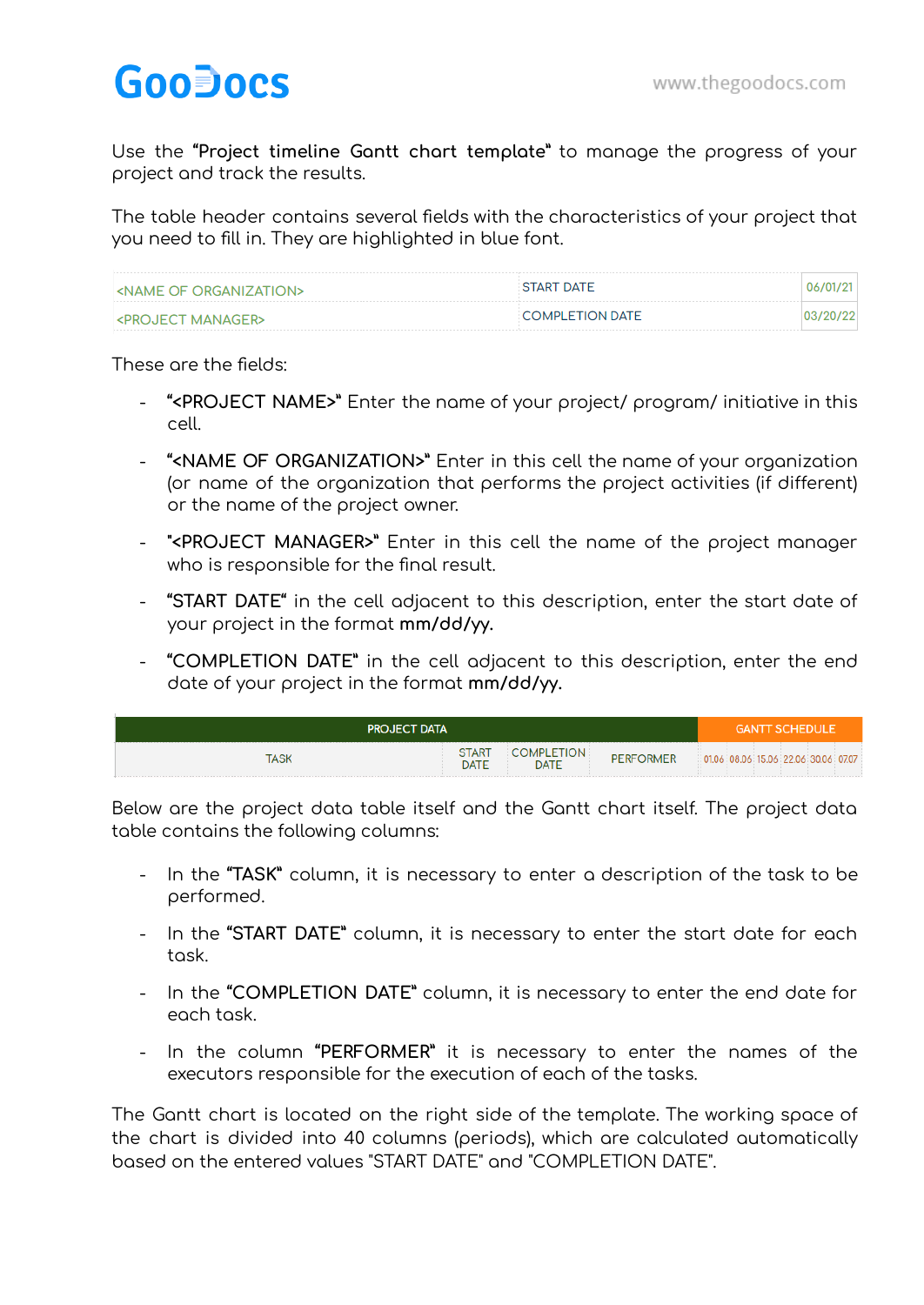GooDocs www.thegoodocs.com

Use the **"Project timeline Gantt chart template"** to manage the progress of your project and track the results.

The table header contains several fields with the characteristics of your project that you need to fill in. They are highlighted in blue font.

| <NAME OF ORGANIZATION> | START DATE | 06/01/21 |
|---|---|---|
| <PROJECT MANAGER> | COMPLETION DATE | 03/20/22 |

These are the fields:

- **"<PROJECT NAME>"** Enter the name of your project/ program/ initiative in this cell.
- **"<NAME OF ORGANIZATION>"** Enter in this cell the name of your organization (or name of the organization that performs the project activities (if different) or the name of the project owner.
- **"<PROJECT MANAGER>"** Enter in this cell the name of the project manager who is responsible for the final result.
- **"START DATE"** in the cell adjacent to this description, enter the start date of your project in the format **mm/dd/yy.**
- **"COMPLETION DATE"** in the cell adjacent to this description, enter the end date of your project in the format **mm/dd/yy.**

| PROJECT DATA | | | | GANTT SCHEDULE | | | | | |
|---|---|---|---|---|---|---|---|---|---|
| TASK | START DATE | COMPLETION DATE | PERFORMER | 01.06 | 08.06 | 15.06 | 22.06 | 30.06 | 07.07 |

Below are the project data table itself and the Gantt chart itself. The project data table contains the following columns:

- In the **"TASK"** column, it is necessary to enter a description of the task to be performed.
- In the **"START DATE"** column, it is necessary to enter the start date for each task.
- In the **"COMPLETION DATE"** column, it is necessary to enter the end date for each task.
- In the column **"PERFORMER"** it is necessary to enter the names of the executors responsible for the execution of each of the tasks.

The Gantt chart is located on the right side of the template. The working space of the chart is divided into 40 columns (periods), which are calculated automatically based on the entered values "START DATE" and "COMPLETION DATE".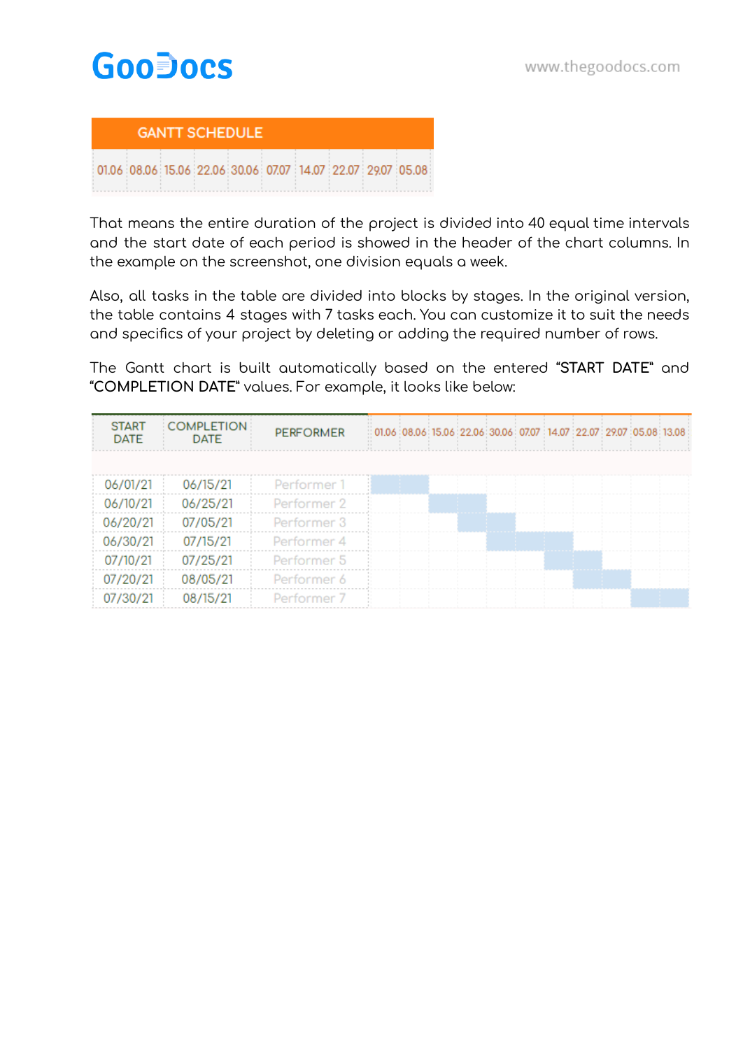| GANTT SCHEDULE | | | | | | | | | |
|---|---|---|---|---|---|---|---|---|---|
| 01.06 | 08.06 | 15.06 | 22.06 | 30.06 | 07.07 | 14.07 | 22.07 | 29.07 | 05.08 |

That means the entire duration of the project is divided into 40 equal time intervals and the start date of each period is showed in the header of the chart columns. In the example on the screenshot, one division equals a week.

Also, all tasks in the table are divided into blocks by stages. In the original version, the table contains 4 stages with 7 tasks each. You can customize it to suit the needs and specifics of your project by deleting or adding the required number of rows.

The Gantt chart is built automatically based on the entered **"START DATE"** and **"COMPLETION DATE"** values. For example, it looks like below:

| START DATE | COMPLETION DATE | PERFORMER | 01.06 | 08.06 | 15.06 | 22.06 | 30.06 | 07.07 | 14.07 | 22.07 | 29.07 | 05.08 | 13.08 |
|---|---|---|---|---|---|---|---|---|---|---|---|---|---|
| 06/01/21 | 06/15/21 | Performer 1 | | | | | | | | | | | |
| 06/10/21 | 06/25/21 | Performer 2 | | | | | | | | | | | |
| 06/20/21 | 07/05/21 | Performer 3 | | | | | | | | | | | |
| 06/30/21 | 07/15/21 | Performer 4 | | | | | | | | | | | |
| 07/10/21 | 07/25/21 | Performer 5 | | | | | | | | | | | |
| 07/20/21 | 08/05/21 | Performer 6 | | | | | | | | | | | |
| 07/30/21 | 08/15/21 | Performer 7 | | | | | | | | | | | |